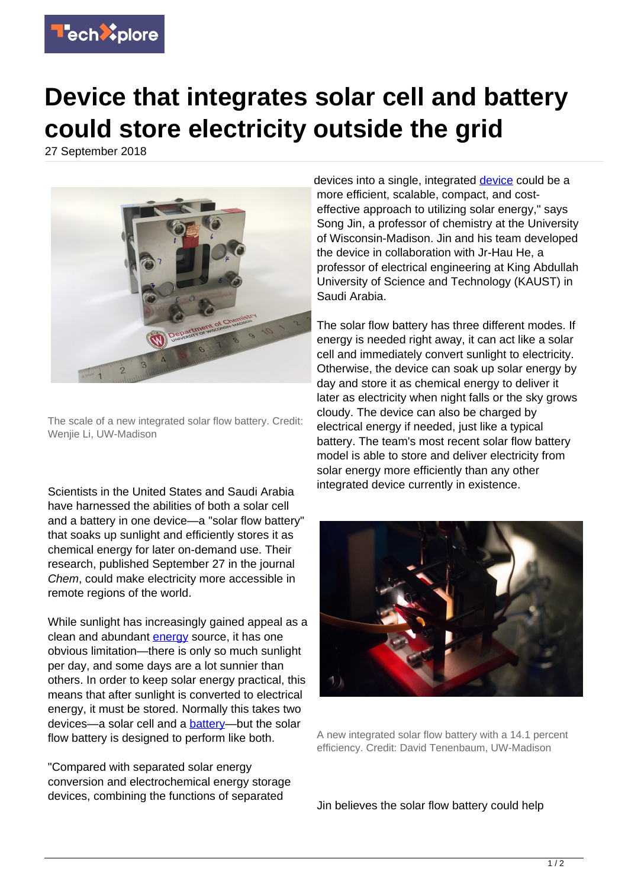# Device that integrates solar cell and battery could store electricity outside the grid

27 September 2018

The scale of a new integrated solar flow battery. Credit: Wenjie Li, UW-Madison

Scientists in the United States and Saudi Arabia have harnessed the abilities of both a solar cell and a battery in one device—a "solar flow battery" that soaks up sunlight and efficiently stores it as chemical energy for later on-demand use. Their research, published September 27 in the journal *Chem*, could make electricity more accessible in remote regions of the world.

While sunlight has increasingly gained appeal as a clean and abundant energy source, it has one obvious limitation—there is only so much sunlight per day, and some days are a lot sunnier than others. In order to keep solar energy practical, this means that after sunlight is converted to electrical energy, it must be stored. Normally this takes two devices—a solar cell and a battery—but the solar flow battery is designed to perform like both.

"Compared with separated solar energy conversion and electrochemical energy storage devices, combining the functions of separated devices into a single, integrated device could be a more efficient, scalable, compact, and cost-effective approach to utilizing solar energy," says Song Jin, a professor of chemistry at the University of Wisconsin-Madison. Jin and his team developed the device in collaboration with Jr-Hau He, a professor of electrical engineering at King Abdullah University of Science and Technology (KAUST) in Saudi Arabia.

The solar flow battery has three different modes. If energy is needed right away, it can act like a solar cell and immediately convert sunlight to electricity. Otherwise, the device can soak up solar energy by day and store it as chemical energy to deliver it later as electricity when night falls or the sky grows cloudy. The device can also be charged by electrical energy if needed, just like a typical battery. The team's most recent solar flow battery model is able to store and deliver electricity from solar energy more efficiently than any other integrated device currently in existence.

A new integrated solar flow battery with a 14.1 percent efficiency. Credit: David Tenenbaum, UW-Madison

Jin believes the solar flow battery could help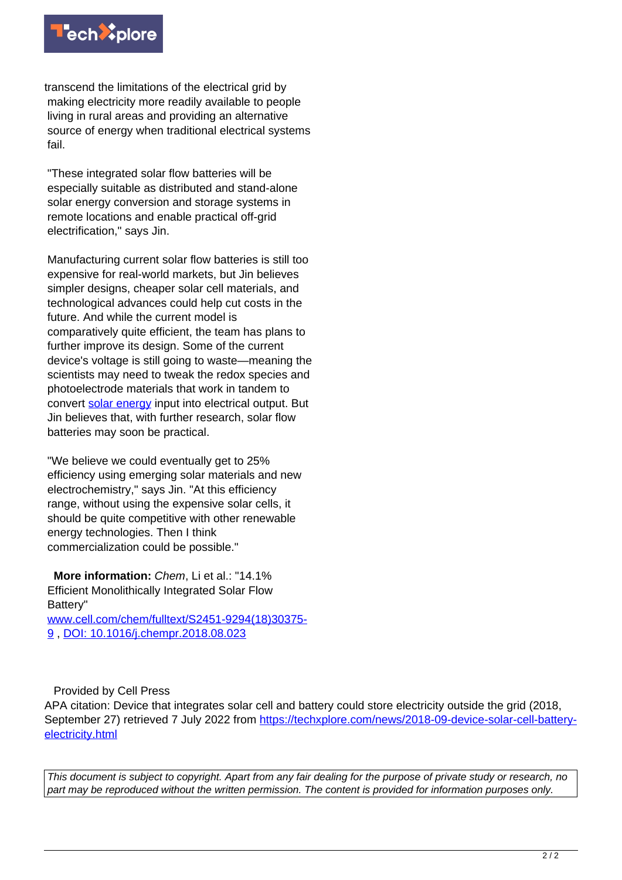transcend the limitations of the electrical grid by making electricity more readily available to people living in rural areas and providing an alternative source of energy when traditional electrical systems fail.

"These integrated solar flow batteries will be especially suitable as distributed and stand-alone solar energy conversion and storage systems in remote locations and enable practical off-grid electrification," says Jin.

Manufacturing current solar flow batteries is still too expensive for real-world markets, but Jin believes simpler designs, cheaper solar cell materials, and technological advances could help cut costs in the future. And while the current model is comparatively quite efficient, the team has plans to further improve its design. Some of the current device's voltage is still going to waste—meaning the scientists may need to tweak the redox species and photoelectrode materials that work in tandem to convert solar energy input into electrical output. But Jin believes that, with further research, solar flow batteries may soon be practical.

"We believe we could eventually get to 25% efficiency using emerging solar materials and new electrochemistry," says Jin. "At this efficiency range, without using the expensive solar cells, it should be quite competitive with other renewable energy technologies. Then I think commercialization could be possible."

**More information:** *Chem*, Li et al.: "14.1% Efficient Monolithically Integrated Solar Flow Battery" www.cell.com/chem/fulltext/S2451-9294(18)30375-9 , DOI: 10.1016/j.chempr.2018.08.023

Provided by Cell Press

APA citation: Device that integrates solar cell and battery could store electricity outside the grid (2018, September 27) retrieved 7 July 2022 from https://techxplore.com/news/2018-09-device-solar-cell-battery-electricity.html

*This document is subject to copyright. Apart from any fair dealing for the purpose of private study or research, no part may be reproduced without the written permission. The content is provided for information purposes only.*